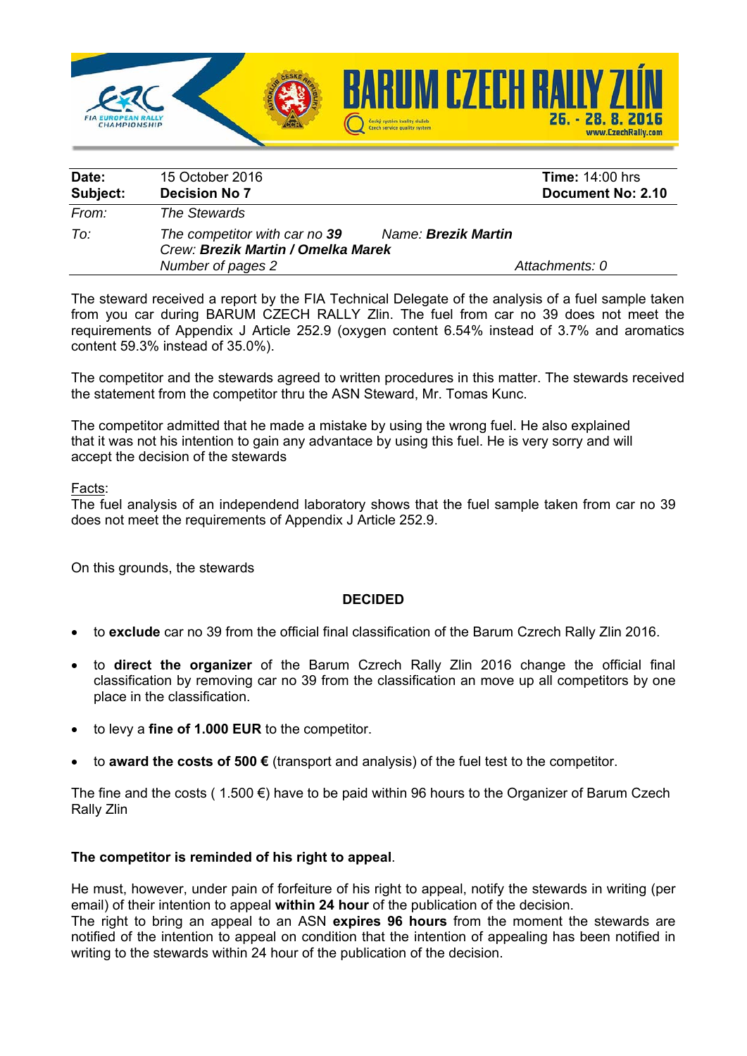BARUM CZECH RALLY ZLÍN 26. - 28. 8. 2016 www.CzechRally.com

| | | |
|---|---|---|
| **Date:** | 15 October 2016 | **Time:** 14:00 hrs |
| **Subject:** | **Decision No 7** | **Document No: 2.10** |
| *From:* | *The Stewards* | |
| *To:* | *The competitor with car no* ***39*** *Name:* ***Brezik Martin*** *Crew:* ***Brezik Martin / Omelka Marek*** *Number of pages 2* | *Attachments: 0* |

The steward received a report by the FIA Technical Delegate of the analysis of a fuel sample taken from you car during BARUM CZECH RALLY Zlin. The fuel from car no 39 does not meet the requirements of Appendix J Article 252.9 (oxygen content 6.54% instead of 3.7% and aromatics content 59.3% instead of 35.0%).

The competitor and the stewards agreed to written procedures in this matter. The stewards received the statement from the competitor thru the ASN Steward, Mr. Tomas Kunc.

The competitor admitted that he made a mistake by using the wrong fuel. He also explained that it was not his intention to gain any advantage by using this fuel. He is very sorry and will accept the decision of the stewards

Facts:
The fuel analysis of an independend laboratory shows that the fuel sample taken from car no 39 does not meet the requirements of Appendix J Article 252.9.

On this grounds, the stewards

**DECIDED**

- to **exclude** car no 39 from the official final classification of the Barum Czrech Rally Zlin 2016.
- to **direct the organizer** of the Barum Czrech Rally Zlin 2016 change the official final classification by removing car no 39 from the classification an move up all competitors by one place in the classification.
- to levy a **fine of 1.000 EUR** to the competitor.
- to **award the costs of 500 €** (transport and analysis) of the fuel test to the competitor.

The fine and the costs ( 1.500 €) have to be paid within 96 hours to the Organizer of Barum Czech Rally Zlin

**The competitor is reminded of his right to appeal**.

He must, however, under pain of forfeiture of his right to appeal, notify the stewards in writing (per email) of their intention to appeal **within 24 hour** of the publication of the decision.
The right to bring an appeal to an ASN **expires 96 hours** from the moment the stewards are notified of the intention to appeal on condition that the intention of appealing has been notified in writing to the stewards within 24 hour of the publication of the decision.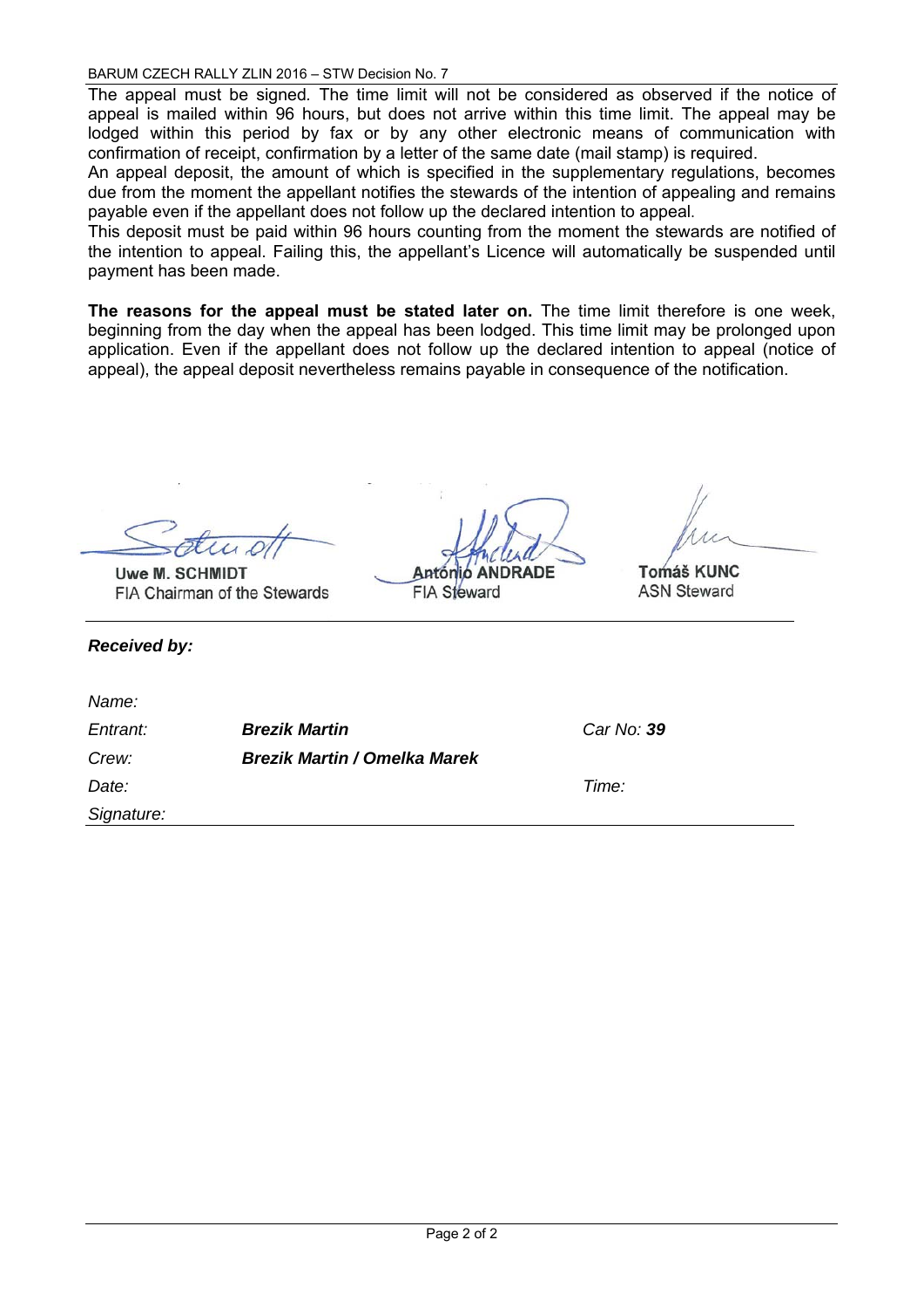The appeal must be signed. The time limit will not be considered as observed if the notice of appeal is mailed within 96 hours, but does not arrive within this time limit. The appeal may be lodged within this period by fax or by any other electronic means of communication with confirmation of receipt, confirmation by a letter of the same date (mail stamp) is required.
An appeal deposit, the amount of which is specified in the supplementary regulations, becomes due from the moment the appellant notifies the stewards of the intention of appealing and remains payable even if the appellant does not follow up the declared intention to appeal.
This deposit must be paid within 96 hours counting from the moment the stewards are notified of the intention to appeal. Failing this, the appellant's Licence will automatically be suspended until payment has been made.

**The reasons for the appeal must be stated later on.** The time limit therefore is one week, beginning from the day when the appeal has been lodged. This time limit may be prolonged upon application. Even if the appellant does not follow up the declared intention to appeal (notice of appeal), the appeal deposit nevertheless remains payable in consequence of the notification.

| | | |
|---|---|---|
| **Uwe M. SCHMIDT**<br>FIA Chairman of the Stewards | **António ANDRADE**<br>FIA Steward | **Tomáš KUNC**<br>ASN Steward |

***Received by:***

| | | | |
|---|---|---|---|
| *Name:* | | | |
| *Entrant:* | ***Brezik Martin*** | *Car No:* ***39*** | |
| *Crew:* | ***Brezik Martin / Omelka Marek*** | | |
| *Date:* | | *Time:* | |
| *Signature:* | | | |